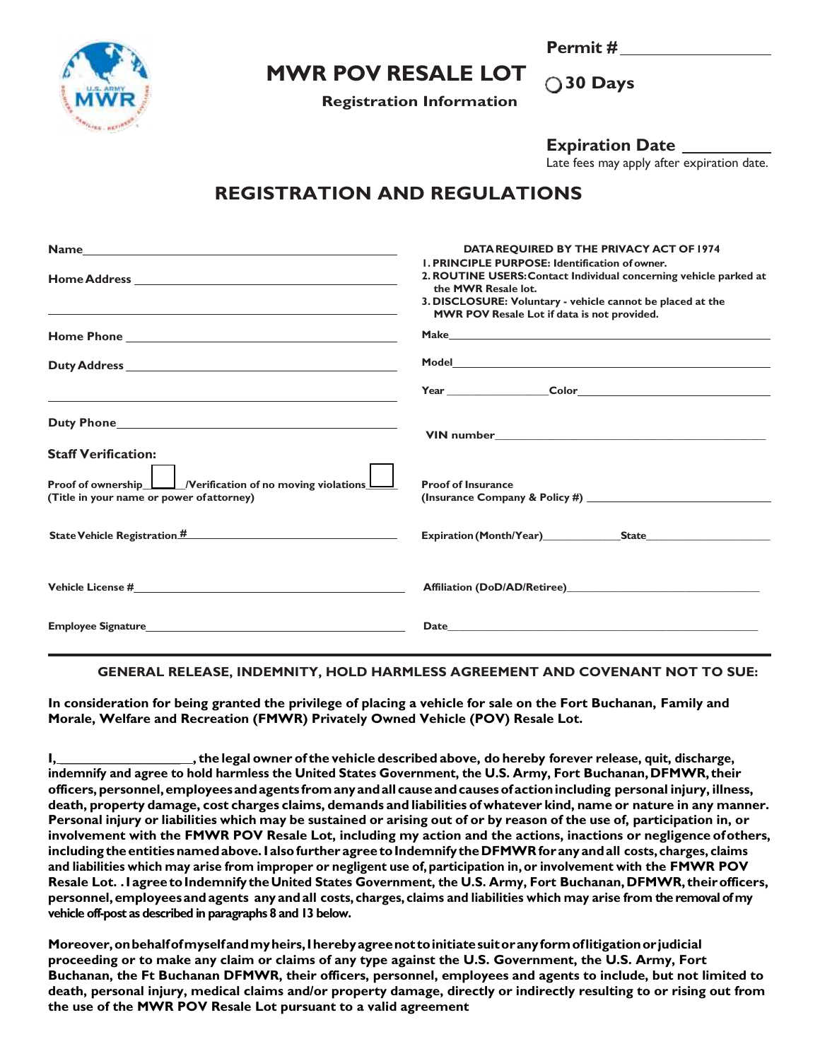# MWR POV RESALE LOT

**Registration Information**

**Permit #** ________________

○ **30 Days**

**Expiration Date** ________
Late fees may apply after expiration date.

## REGISTRATION AND REGULATIONS

**DATA REQUIRED BY THE PRIVACY ACT OF 1974**

1. **PRINCIPLE PURPOSE:** Identification of owner.
2. **ROUTINE USERS:** Contact Individual concerning vehicle parked at the MWR Resale lot.
3. **DISCLOSURE:** Voluntary - vehicle cannot be placed at the MWR POV Resale Lot if data is not provided.

**Name** ________________________________________

**Home Address** ________________________________________

________________________________________

**Home Phone** ________________________________________

**Duty Address** ________________________________________

________________________________________

**Duty Phone** ________________________________________

**Make** ________________________________________

**Model** ________________________________________

**Year** ____________ **Color** ____________________

**VIN number** ________________________________________

**Staff Verification:**

Proof of ownership ☐ /Verification of no moving violations ☐
(Title in your name or power of attorney)

**Proof of Insurance**
(Insurance Company & Policy #) ____________________

**State Vehicle Registration #** ____________________

**Expiration (Month/Year)** ____________ **State** ____________

**Vehicle License #** ____________________

**Affiliation (DoD/AD/Retiree)** ____________________

**Employee Signature** ____________________

**Date** ____________________

---

**GENERAL RELEASE, INDEMNITY, HOLD HARMLESS AGREEMENT AND COVENANT NOT TO SUE:**

**In consideration for being granted the privilege of placing a vehicle for sale on the Fort Buchanan, Family and Morale, Welfare and Recreation (FMWR) Privately Owned Vehicle (POV) Resale Lot.**

**I,__________________, the legal owner of the vehicle described above, do hereby forever release, quit, discharge, indemnify and agree to hold harmless the United States Government, the U.S. Army, Fort Buchanan, DFMWR, their officers, personnel, employees and agents from any and all cause and causes of action including personal injury, illness, death, property damage, cost charges claims, demands and liabilities of whatever kind, name or nature in any manner. Personal injury or liabilities which may be sustained or arising out of or by reason of the use of, participation in, or involvement with the FMWR POV Resale Lot, including my action and the actions, inactions or negligence of others, including the entities named above. I also further agree to Indemnify the DFMWR for any and all costs, charges, claims and liabilities which may arise from improper or negligent use of, participation in, or involvement with the FMWR POV Resale Lot. . I agree to Indemnify the United States Government, the U.S. Army, Fort Buchanan, DFMWR, their officers, personnel, employees and agents any and all costs, charges, claims and liabilities which may arise from the removal of my vehicle off-post as described in paragraphs 8 and 13 below.**

**Moreover, on behalf of myself and my heirs, I hereby agree not to initiate suit or any form of litigation or judicial proceeding or to make any claim or claims of any type against the U.S. Government, the U.S. Army, Fort Buchanan, the Ft Buchanan DFMWR, their officers, personnel, employees and agents to include, but not limited to death, personal injury, medical claims and/or property damage, directly or indirectly resulting to or rising out from the use of the MWR POV Resale Lot pursuant to a valid agreement**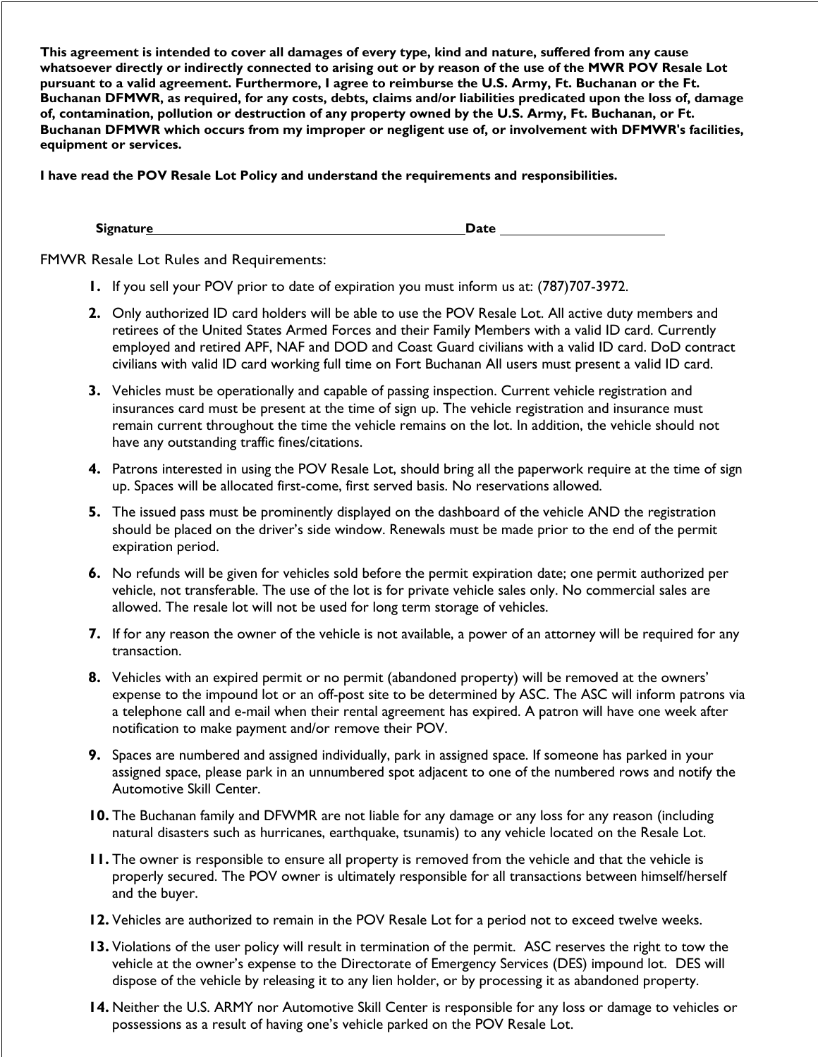**This agreement is intended to cover all damages of every type, kind and nature, suffered from any cause whatsoever directly or indirectly connected to arising out or by reason of the use of the MWR POV Resale Lot pursuant to a valid agreement. Furthermore, I agree to reimburse the U.S. Army, Ft. Buchanan or the Ft. Buchanan DFMWR, as required, for any costs, debts, claims and/or liabilities predicated upon the loss of, damage of, contamination, pollution or destruction of any property owned by the U.S. Army, Ft. Buchanan, or Ft. Buchanan DFMWR which occurs from my improper or negligent use of, or involvement with DFMWR's facilities, equipment or services.**

**I have read the POV Resale Lot Policy and understand the requirements and responsibilities.**

**Signature**_____________________________________________**Date** ______________________

FMWR Resale Lot Rules and Requirements:

1. If you sell your POV prior to date of expiration you must inform us at: (787)707-3972.
2. Only authorized ID card holders will be able to use the POV Resale Lot. All active duty members and retirees of the United States Armed Forces and their Family Members with a valid ID card. Currently employed and retired APF, NAF and DOD and Coast Guard civilians with a valid ID card. DoD contract civilians with valid ID card working full time on Fort Buchanan All users must present a valid ID card.
3. Vehicles must be operationally and capable of passing inspection. Current vehicle registration and insurances card must be present at the time of sign up. The vehicle registration and insurance must remain current throughout the time the vehicle remains on the lot. In addition, the vehicle should not have any outstanding traffic fines/citations.
4. Patrons interested in using the POV Resale Lot, should bring all the paperwork require at the time of sign up. Spaces will be allocated first-come, first served basis. No reservations allowed.
5. The issued pass must be prominently displayed on the dashboard of the vehicle AND the registration should be placed on the driver's side window. Renewals must be made prior to the end of the permit expiration period.
6. No refunds will be given for vehicles sold before the permit expiration date; one permit authorized per vehicle, not transferable. The use of the lot is for private vehicle sales only. No commercial sales are allowed. The resale lot will not be used for long term storage of vehicles.
7. If for any reason the owner of the vehicle is not available, a power of an attorney will be required for any transaction.
8. Vehicles with an expired permit or no permit (abandoned property) will be removed at the owners' expense to the impound lot or an off-post site to be determined by ASC. The ASC will inform patrons via a telephone call and e-mail when their rental agreement has expired. A patron will have one week after notification to make payment and/or remove their POV.
9. Spaces are numbered and assigned individually, park in assigned space. If someone has parked in your assigned space, please park in an unnumbered spot adjacent to one of the numbered rows and notify the Automotive Skill Center.
10. The Buchanan family and DFWMR are not liable for any damage or any loss for any reason (including natural disasters such as hurricanes, earthquake, tsunamis) to any vehicle located on the Resale Lot.
11. The owner is responsible to ensure all property is removed from the vehicle and that the vehicle is properly secured. The POV owner is ultimately responsible for all transactions between himself/herself and the buyer.
12. Vehicles are authorized to remain in the POV Resale Lot for a period not to exceed twelve weeks.
13. Violations of the user policy will result in termination of the permit. ASC reserves the right to tow the vehicle at the owner's expense to the Directorate of Emergency Services (DES) impound lot. DES will dispose of the vehicle by releasing it to any lien holder, or by processing it as abandoned property.
14. Neither the U.S. ARMY nor Automotive Skill Center is responsible for any loss or damage to vehicles or possessions as a result of having one's vehicle parked on the POV Resale Lot.